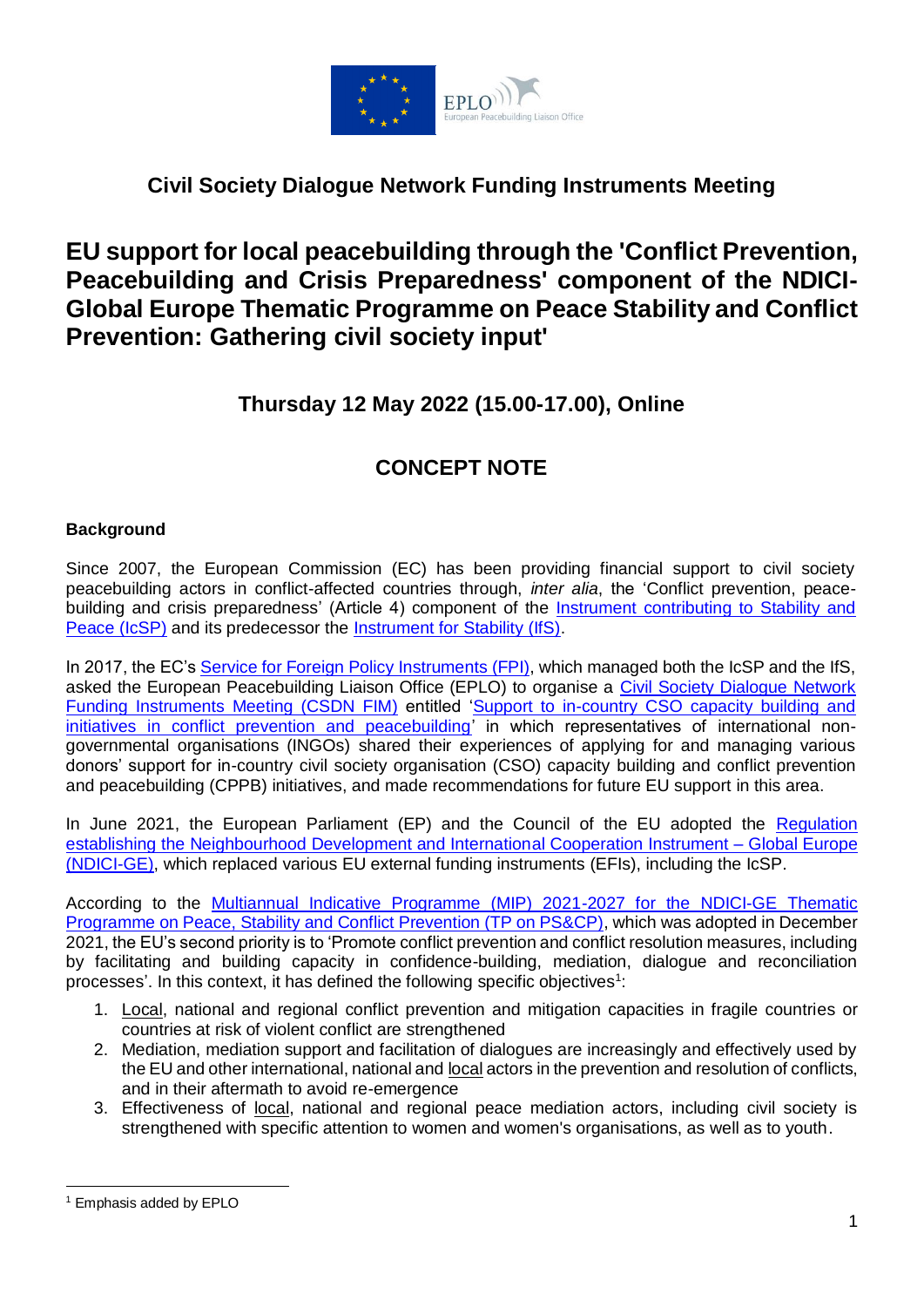## Civil Society Dialogue Network Funding Instruments Meeting

# EU support for local peacebuilding through the 'Conflict Prevention, Peacebuilding and Crisis Preparedness' component of the NDICI-Global Europe Thematic Programme on Peace Stability and Conflict Prevention: Gathering civil society input'

### Thursday 12 May 2022 (15.00-17.00), Online

## CONCEPT NOTE

**Background**

Since 2007, the European Commission (EC) has been providing financial support to civil society peacebuilding actors in conflict-affected countries through, *inter alia*, the 'Conflict prevention, peace-building and crisis preparedness' (Article 4) component of the Instrument contributing to Stability and Peace (IcSP) and its predecessor the Instrument for Stability (IfS).

In 2017, the EC's Service for Foreign Policy Instruments (FPI), which managed both the IcSP and the IfS, asked the European Peacebuilding Liaison Office (EPLO) to organise a Civil Society Dialogue Network Funding Instruments Meeting (CSDN FIM) entitled 'Support to in-country CSO capacity building and initiatives in conflict prevention and peacebuilding' in which representatives of international non-governmental organisations (INGOs) shared their experiences of applying for and managing various donors' support for in-country civil society organisation (CSO) capacity building and conflict prevention and peacebuilding (CPPB) initiatives, and made recommendations for future EU support in this area.

In June 2021, the European Parliament (EP) and the Council of the EU adopted the Regulation establishing the Neighbourhood Development and International Cooperation Instrument – Global Europe (NDICI-GE), which replaced various EU external funding instruments (EFIs), including the IcSP.

According to the Multiannual Indicative Programme (MIP) 2021-2027 for the NDICI-GE Thematic Programme on Peace, Stability and Conflict Prevention (TP on PS&CP), which was adopted in December 2021, the EU's second priority is to 'Promote conflict prevention and conflict resolution measures, including by facilitating and building capacity in confidence-building, mediation, dialogue and reconciliation processes'. In this context, it has defined the following specific objectives[1]:

1. Local, national and regional conflict prevention and mitigation capacities in fragile countries or countries at risk of violent conflict are strengthened
2. Mediation, mediation support and facilitation of dialogues are increasingly and effectively used by the EU and other international, national and local actors in the prevention and resolution of conflicts, and in their aftermath to avoid re-emergence
3. Effectiveness of local, national and regional peace mediation actors, including civil society is strengthened with specific attention to women and women's organisations, as well as to youth.

[1] Emphasis added by EPLO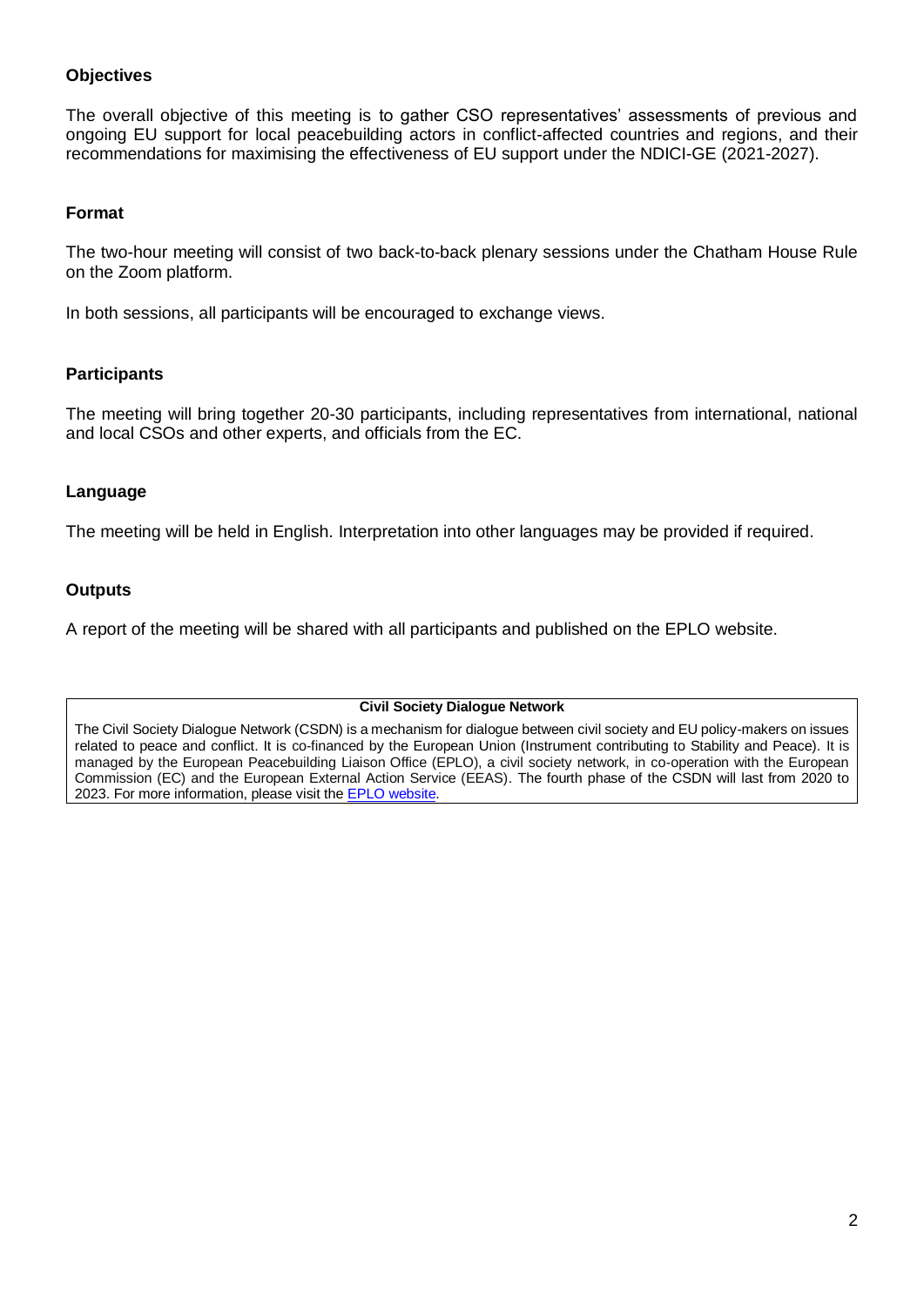**Objectives**

The overall objective of this meeting is to gather CSO representatives' assessments of previous and ongoing EU support for local peacebuilding actors in conflict-affected countries and regions, and their recommendations for maximising the effectiveness of EU support under the NDICI-GE (2021-2027).

**Format**

The two-hour meeting will consist of two back-to-back plenary sessions under the Chatham House Rule on the Zoom platform.

In both sessions, all participants will be encouraged to exchange views.

**Participants**

The meeting will bring together 20-30 participants, including representatives from international, national and local CSOs and other experts, and officials from the EC.

**Language**

The meeting will be held in English. Interpretation into other languages may be provided if required.

**Outputs**

A report of the meeting will be shared with all participants and published on the EPLO website.

**Civil Society Dialogue Network**

The Civil Society Dialogue Network (CSDN) is a mechanism for dialogue between civil society and EU policy-makers on issues related to peace and conflict. It is co-financed by the European Union (Instrument contributing to Stability and Peace). It is managed by the European Peacebuilding Liaison Office (EPLO), a civil society network, in co-operation with the European Commission (EC) and the European External Action Service (EEAS). The fourth phase of the CSDN will last from 2020 to 2023. For more information, please visit the [EPLO website](#).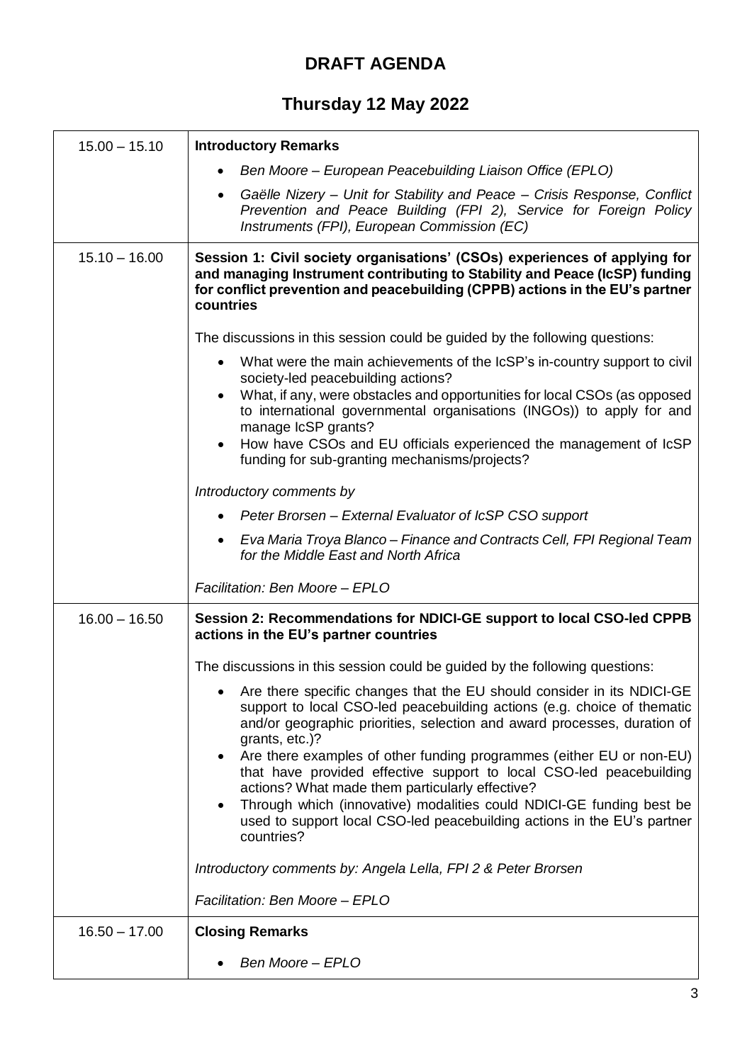# DRAFT AGENDA

## Thursday 12 May 2022

| | |
|---|---|
| 15.00 – 15.10 | **Introductory Remarks**<br>• *Ben Moore – European Peacebuilding Liaison Office (EPLO)*<br>• *Gaëlle Nizery – Unit for Stability and Peace – Crisis Response, Conflict Prevention and Peace Building (FPI 2), Service for Foreign Policy Instruments (FPI), European Commission (EC)* |
| 15.10 – 16.00 | **Session 1: Civil society organisations' (CSOs) experiences of applying for and managing Instrument contributing to Stability and Peace (IcSP) funding for conflict prevention and peacebuilding (CPPB) actions in the EU's partner countries**<br><br>The discussions in this session could be guided by the following questions:<br>• What were the main achievements of the IcSP's in-country support to civil society-led peacebuilding actions?<br>• What, if any, were obstacles and opportunities for local CSOs (as opposed to international governmental organisations (INGOs)) to apply for and manage IcSP grants?<br>• How have CSOs and EU officials experienced the management of IcSP funding for sub-granting mechanisms/projects?<br><br>*Introductory comments by*<br>• *Peter Brorsen – External Evaluator of IcSP CSO support*<br>• *Eva Maria Troya Blanco – Finance and Contracts Cell, FPI Regional Team for the Middle East and North Africa*<br><br>*Facilitation: Ben Moore – EPLO* |
| 16.00 – 16.50 | **Session 2: Recommendations for NDICI-GE support to local CSO-led CPPB actions in the EU's partner countries**<br><br>The discussions in this session could be guided by the following questions:<br>• Are there specific changes that the EU should consider in its NDICI-GE support to local CSO-led peacebuilding actions (e.g. choice of thematic and/or geographic priorities, selection and award processes, duration of grants, etc.)?<br>• Are there examples of other funding programmes (either EU or non-EU) that have provided effective support to local CSO-led peacebuilding actions? What made them particularly effective?<br>• Through which (innovative) modalities could NDICI-GE funding best be used to support local CSO-led peacebuilding actions in the EU's partner countries?<br><br>*Introductory comments by: Angela Lella, FPI 2 & Peter Brorsen*<br><br>*Facilitation: Ben Moore – EPLO* |
| 16.50 – 17.00 | **Closing Remarks**<br>• *Ben Moore – EPLO* |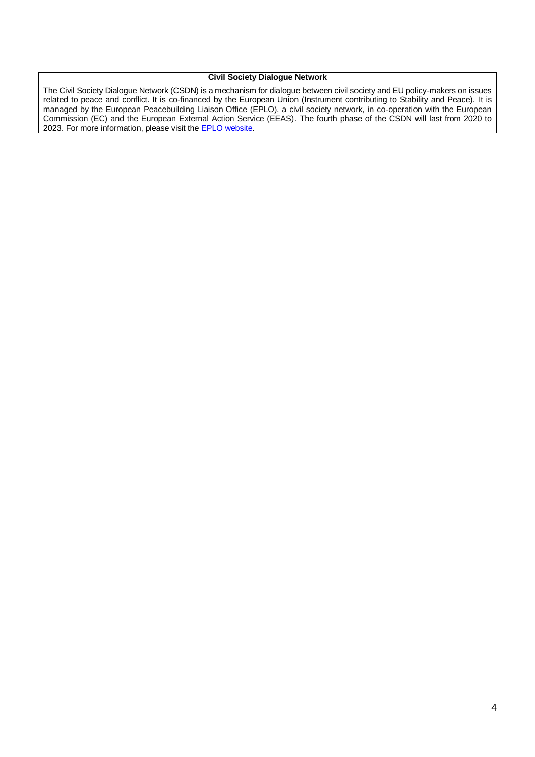**Civil Society Dialogue Network**

The Civil Society Dialogue Network (CSDN) is a mechanism for dialogue between civil society and EU policy-makers on issues related to peace and conflict. It is co-financed by the European Union (Instrument contributing to Stability and Peace). It is managed by the European Peacebuilding Liaison Office (EPLO), a civil society network, in co-operation with the European Commission (EC) and the European External Action Service (EEAS). The fourth phase of the CSDN will last from 2020 to 2023. For more information, please visit the EPLO website.